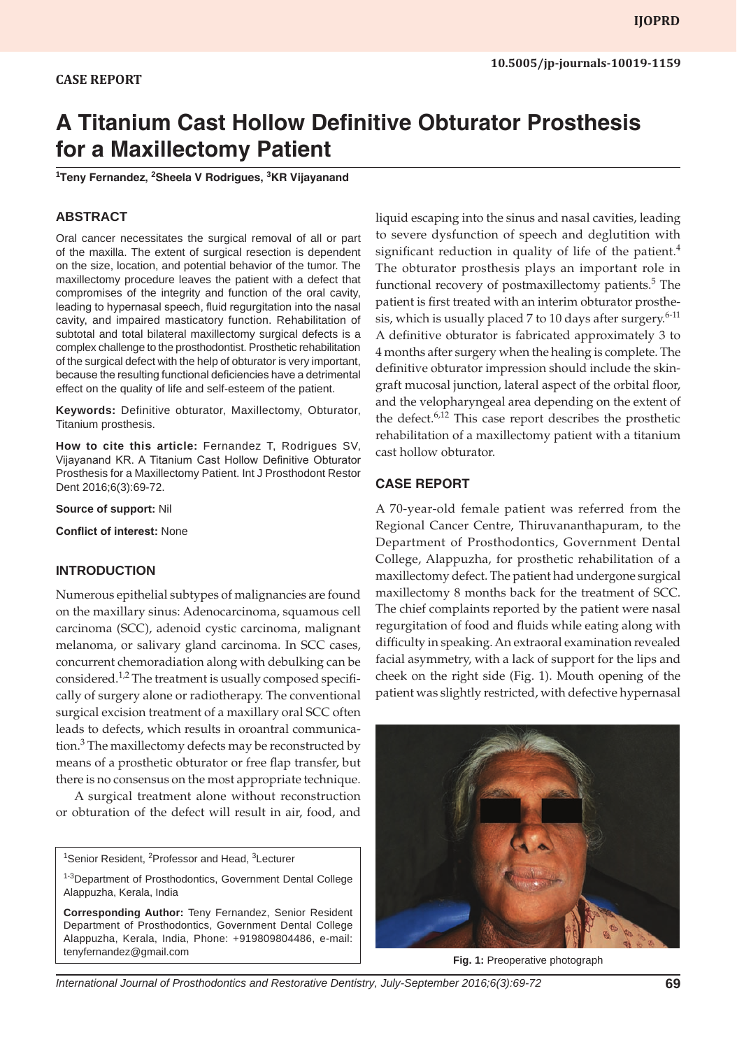CASE REPORT

# A Titanium Cast Hollow Definitive Obturator Prosthesis for a Maxillectomy Patient

[1]Teny Fernandez, [2]Sheela V Rodrigues, [3]KR Vijayanand

## ABSTRACT

Oral cancer necessitates the surgical removal of all or part of the maxilla. The extent of surgical resection is dependent on the size, location, and potential behavior of the tumor. The maxillectomy procedure leaves the patient with a defect that compromises of the integrity and function of the oral cavity, leading to hypernasal speech, fluid regurgitation into the nasal cavity, and impaired masticatory function. Rehabilitation of subtotal and total bilateral maxillectomy surgical defects is a complex challenge to the prosthodontist. Prosthetic rehabilitation of the surgical defect with the help of obturator is very important, because the resulting functional deficiencies have a detrimental effect on the quality of life and self-esteem of the patient.

**Keywords:** Definitive obturator, Maxillectomy, Obturator, Titanium prosthesis.

**How to cite this article:** Fernandez T, Rodrigues SV, Vijayanand KR. A Titanium Cast Hollow Definitive Obturator Prosthesis for a Maxillectomy Patient. Int J Prosthodont Restor Dent 2016;6(3):69-72.

**Source of support:** Nil

**Conflict of interest:** None

## INTRODUCTION

Numerous epithelial subtypes of malignancies are found on the maxillary sinus: Adenocarcinoma, squamous cell carcinoma (SCC), adenoid cystic carcinoma, malignant melanoma, or salivary gland carcinoma. In SCC cases, concurrent chemoradiation along with debulking can be considered.[1,2] The treatment is usually composed specifically of surgery alone or radiotherapy. The conventional surgical excision treatment of a maxillary oral SCC often leads to defects, which results in oroantral communication.[3] The maxillectomy defects may be reconstructed by means of a prosthetic obturator or free flap transfer, but there is no consensus on the most appropriate technique.

A surgical treatment alone without reconstruction or obturation of the defect will result in air, food, and liquid escaping into the sinus and nasal cavities, leading to severe dysfunction of speech and deglution with significant reduction in quality of life of the patient.[4] The obturator prosthesis plays an important role in functional recovery of postmaxillectomy patients.[5] The patient is first treated with an interim obturator prosthesis, which is usually placed 7 to 10 days after surgery.[6-11] A definitive obturator is fabricated approximately 3 to 4 months after surgery when the healing is complete. The definitive obturator impression should include the skin-graft mucosal junction, lateral aspect of the orbital floor, and the velopharyngeal area depending on the extent of the defect.[6,12] This case report describes the prosthetic rehabilitation of a maxillectomy patient with a titanium cast hollow obturator.

[1]Senior Resident, [2]Professor and Head, [3]Lecturer

[1-3]Department of Prosthodontics, Government Dental College Alappuzha, Kerala, India

**Corresponding Author:** Teny Fernandez, Senior Resident Department of Prosthodontics, Government Dental College Alappuzha, Kerala, India, Phone: +919809804486, e-mail: tenyfernandez@gmail.com

## CASE REPORT

A 70-year-old female patient was referred from the Regional Cancer Centre, Thiruvananthapuram, to the Department of Prosthodontics, Government Dental College, Alappuzha, for prosthetic rehabilitation of a maxillectomy defect. The patient had undergone surgical maxillectomy 8 months back for the treatment of SCC. The chief complaints reported by the patient were nasal regurgitation of food and fluids while eating along with difficulty in speaking. An extraoral examination revealed facial asymmetry, with a lack of support for the lips and cheek on the right side (Fig. 1). Mouth opening of the patient was slightly restricted, with defective hypernasal

**Fig. 1:** Preoperative photograph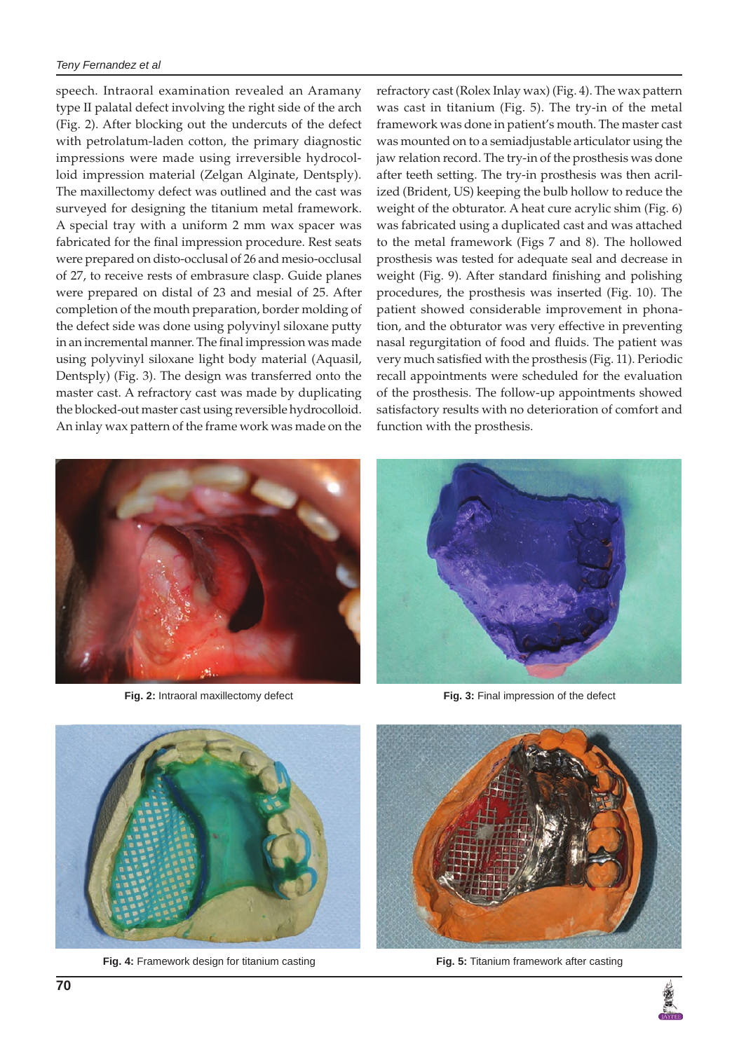speech. Intraoral examination revealed an Aramany type II palatal defect involving the right side of the arch (Fig. 2). After blocking out the undercuts of the defect with petrolatum-laden cotton, the primary diagnostic impressions were made using irreversible hydrocolloid impression material (Zelgan Alginate, Dentsply). The maxillectomy defect was outlined and the cast was surveyed for designing the titanium metal framework. A special tray with a uniform 2 mm wax spacer was fabricated for the final impression procedure. Rest seats were prepared on disto-occlusal of 26 and mesio-occlusal of 27, to receive rests of embrasure clasp. Guide planes were prepared on distal of 23 and mesial of 25. After completion of the mouth preparation, border molding of the defect side was done using polyvinyl siloxane putty in an incremental manner. The final impression was made using polyvinyl siloxane light body material (Aquasil, Dentsply) (Fig. 3). The design was transferred onto the master cast. A refractory cast was made by duplicating the blocked-out master cast using reversible hydrocolloid. An inlay wax pattern of the frame work was made on the refractory cast (Rolex Inlay wax) (Fig. 4). The wax pattern was cast in titanium (Fig. 5). The try-in of the metal framework was done in patient's mouth. The master cast was mounted on to a semiadjustable articulator using the jaw relation record. The try-in of the prosthesis was done after teeth setting. The try-in prosthesis was then acrilized (Brident, US) keeping the bulb hollow to reduce the weight of the obturator. A heat cure acrylic shim (Fig. 6) was fabricated using a duplicated cast and was attached to the metal framework (Figs 7 and 8). The hollowed prosthesis was tested for adequate seal and decrease in weight (Fig. 9). After standard finishing and polishing procedures, the prosthesis was inserted (Fig. 10). The patient showed considerable improvement in phonation, and the obturator was very effective in preventing nasal regurgitation of food and fluids. The patient was very much satisfied with the prosthesis (Fig. 11). Periodic recall appointments were scheduled for the evaluation of the prosthesis. The follow-up appointments showed satisfactory results with no deterioration of comfort and function with the prosthesis.

**Fig. 2:** Intraoral maxillectomy defect

**Fig. 3:** Final impression of the defect

**Fig. 4:** Framework design for titanium casting

**Fig. 5:** Titanium framework after casting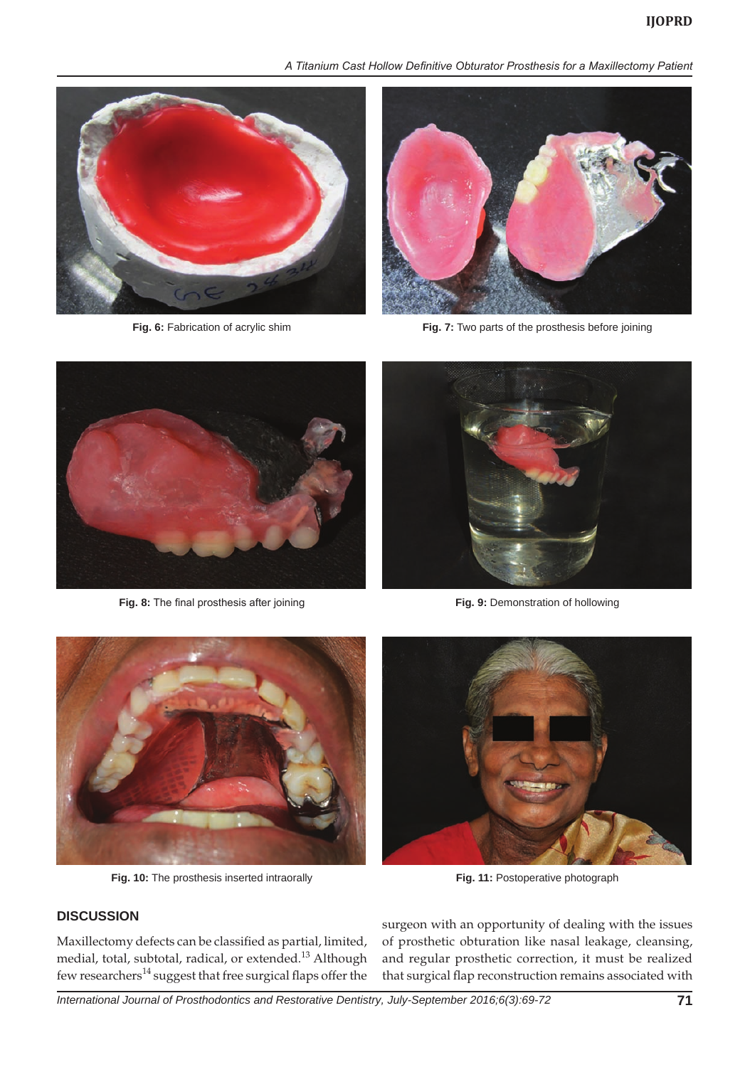Fig. 6: Fabrication of acrylic shim

Fig. 7: Two parts of the prosthesis before joining

Fig. 8: The final prosthesis after joining

Fig. 9: Demonstration of hollowing

Fig. 10: The prosthesis inserted intraorally

Fig. 11: Postoperative photograph

## DISCUSSION

Maxillectomy defects can be classified as partial, limited, medial, total, subtotal, radical, or extended.[13] Although few researchers[14] suggest that free surgical flaps offer the surgeon with an opportunity of dealing with the issues of prosthetic obturation like nasal leakage, cleansing, and regular prosthetic correction, it must be realized that surgical flap reconstruction remains associated with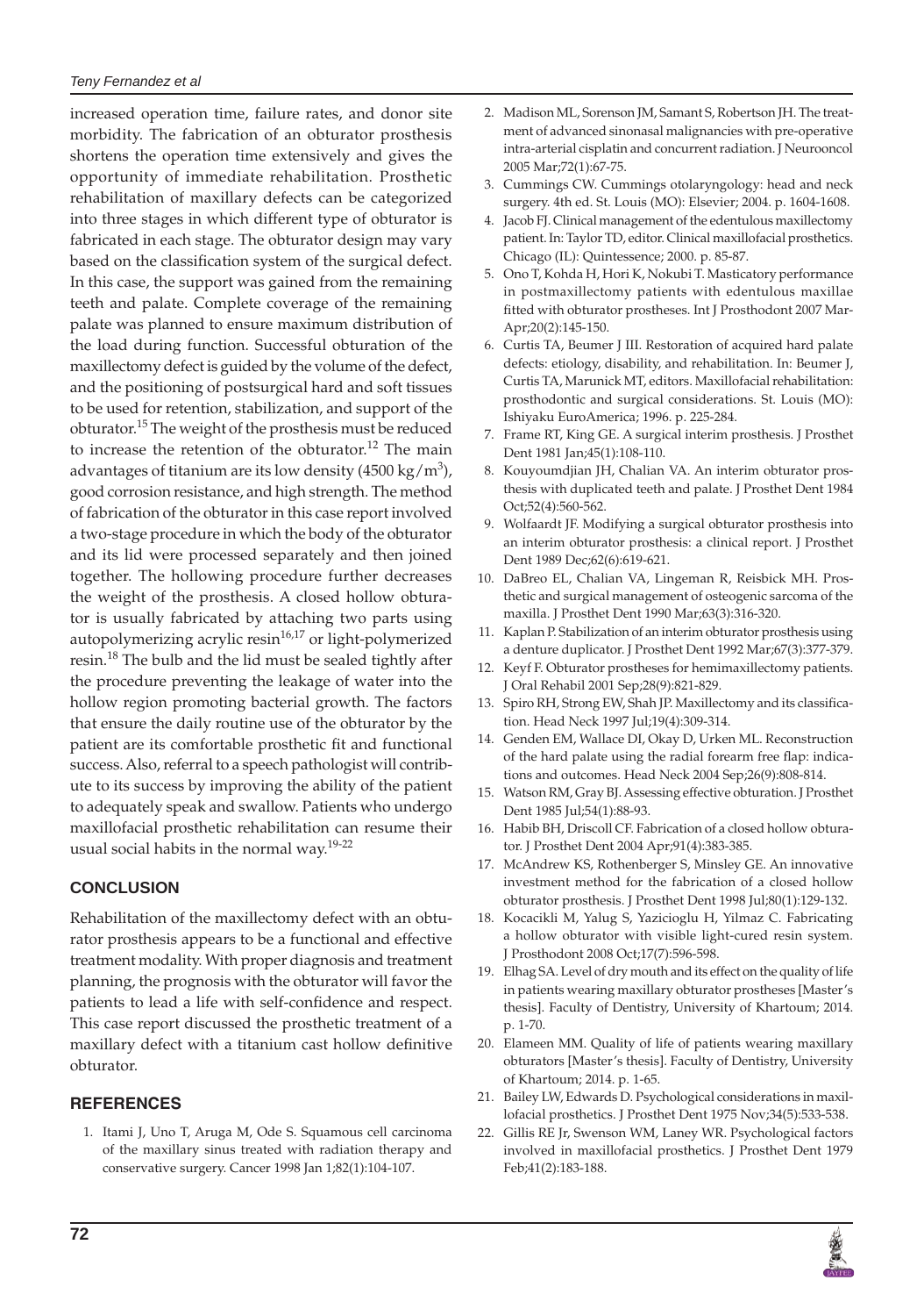increased operation time, failure rates, and donor site morbidity. The fabrication of an obturator prosthesis shortens the operation time extensively and gives the opportunity of immediate rehabilitation. Prosthetic rehabilitation of maxillary defects can be categorized into three stages in which different type of obturator is fabricated in each stage. The obturator design may vary based on the classification system of the surgical defect. In this case, the support was gained from the remaining teeth and palate. Complete coverage of the remaining palate was planned to ensure maximum distribution of the load during function. Successful obturation of the maxillectomy defect is guided by the volume of the defect, and the positioning of postsurgical hard and soft tissues to be used for retention, stabilization, and support of the obturator.[15] The weight of the prosthesis must be reduced to increase the retention of the obturator.[12] The main advantages of titanium are its low density ($4500\ kg/m^3$), good corrosion resistance, and high strength. The method of fabrication of the obturator in this case report involved a two-stage procedure in which the body of the obturator and its lid were processed separately and then joined together. The hollowing procedure further decreases the weight of the prosthesis. A closed hollow obturator is usually fabricated by attaching two parts using autopolymerizing acrylic resin[16,17] or light-polymerized resin.[18] The bulb and the lid must be sealed tightly after the procedure preventing the leakage of water into the hollow region promoting bacterial growth. The factors that ensure the daily routine use of the obturator by the patient are its comfortable prosthetic fit and functional success. Also, referral to a speech pathologist will contribute to its success by improving the ability of the patient to adequately speak and swallow. Patients who undergo maxillofacial prosthetic rehabilitation can resume their usual social habits in the normal way.[19-22]

## CONCLUSION

Rehabilitation of the maxillectomy defect with an obturator prosthesis appears to be a functional and effective treatment modality. With proper diagnosis and treatment planning, the prognosis with the obturator will favor the patients to lead a life with self-confidence and respect. This case report discussed the prosthetic treatment of a maxillary defect with a titanium cast hollow definitive obturator.

## REFERENCES

1. Itami J, Uno T, Aruga M, Ode S. Squamous cell carcinoma of the maxillary sinus treated with radiation therapy and conservative surgery. Cancer 1998 Jan 1;82(1):104-107.
2. Madison ML, Sorenson JM, Samant S, Robertson JH. The treatment of advanced sinonasal malignancies with pre-operative intra-arterial cisplatin and concurrent radiation. J Neurooncol 2005 Mar;72(1):67-75.
3. Cummings CW. Cummings otolaryngology: head and neck surgery. 4th ed. St. Louis (MO): Elsevier; 2004. p. 1604-1608.
4. Jacob FJ. Clinical management of the edentulous maxillectomy patient. In: Taylor TD, editor. Clinical maxillofacial prosthetics. Chicago (IL): Quintessence; 2000. p. 85-87.
5. Ono T, Kohda H, Hori K, Nokubi T. Masticatory performance in postmaxillectomy patients with edentulous maxillae fitted with obturator prostheses. Int J Prosthodont 2007 Mar-Apr;20(2):145-150.
6. Curtis TA, Beumer J III. Restoration of acquired hard palate defects: etiology, disability, and rehabilitation. In: Beumer J, Curtis TA, Marunick MT, editors. Maxillofacial rehabilitation: prosthodontic and surgical considerations. St. Louis (MO): Ishiyaku EuroAmerica; 1996. p. 225-284.
7. Frame RT, King GE. A surgical interim prosthesis. J Prosthet Dent 1981 Jan;45(1):108-110.
8. Kouyoumdjian JH, Chalian VA. An interim obturator prosthesis with duplicated teeth and palate. J Prosthet Dent 1984 Oct;52(4):560-562.
9. Wolfaardt JF. Modifying a surgical obturator prosthesis into an interim obturator prosthesis: a clinical report. J Prosthet Dent 1989 Dec;62(6):619-621.
10. DaBreo EL, Chalian VA, Lingeman R, Reisbick MH. Prosthetic and surgical management of osteogenic sarcoma of the maxilla. J Prosthet Dent 1990 Mar;63(3):316-320.
11. Kaplan P. Stabilization of an interim obturator prosthesis using a denture duplicator. J Prosthet Dent 1992 Mar;67(3):377-379.
12. Keyf F. Obturator prostheses for hemimaxillectomy patients. J Oral Rehabil 2001 Sep;28(9):821-829.
13. Spiro RH, Strong EW, Shah JP. Maxillectomy and its classification. Head Neck 1997 Jul;19(4):309-314.
14. Genden EM, Wallace DI, Okay D, Urken ML. Reconstruction of the hard palate using the radial forearm free flap: indications and outcomes. Head Neck 2004 Sep;26(9):808-814.
15. Watson RM, Gray BJ. Assessing effective obturation. J Prosthet Dent 1985 Jul;54(1):88-93.
16. Habib BH, Driscoll CF. Fabrication of a closed hollow obturator. J Prosthet Dent 2004 Apr;91(4):383-385.
17. McAndrew KS, Rothenberger S, Minsley GE. An innovative investment method for the fabrication of a closed hollow obturator prosthesis. J Prosthet Dent 1998 Jul;80(1):129-132.
18. Kocacikli M, Yalug S, Yazicioglu H, Yilmaz C. Fabricating a hollow obturator with visible light-cured resin system. J Prosthodont 2008 Oct;17(7):596-598.
19. Elhag SA. Level of dry mouth and its effect on the quality of life in patients wearing maxillary obturator prostheses [Master's thesis]. Faculty of Dentistry, University of Khartoum; 2014. p. 1-70.
20. Elameen MM. Quality of life of patients wearing maxillary obturators [Master's thesis]. Faculty of Dentistry, University of Khartoum; 2014. p. 1-65.
21. Bailey LW, Edwards D. Psychological considerations in maxillofacial prosthetics. J Prosthet Dent 1975 Nov;34(5):533-538.
22. Gillis RE Jr, Swenson WM, Laney WR. Psychological factors involved in maxillofacial prosthetics. J Prosthet Dent 1979 Feb;41(2):183-188.